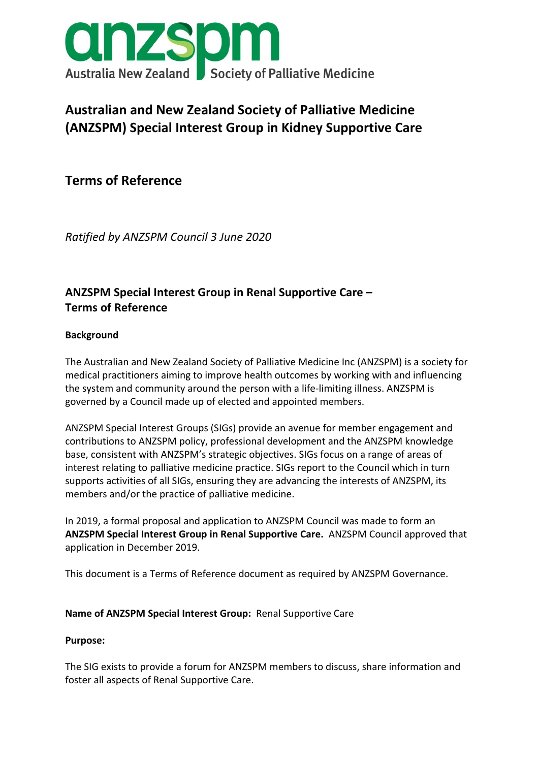anzspm

Australia New Zealand Society of Palliative Medicine

# Australian and New Zealand Society of Palliative Medicine (ANZSPM) Special Interest Group in Kidney Supportive Care

## Terms of Reference

*Ratified by ANZSPM Council 3 June 2020*

### ANZSPM Special Interest Group in Renal Supportive Care – Terms of Reference

**Background**

The Australian and New Zealand Society of Palliative Medicine Inc (ANZSPM) is a society for medical practitioners aiming to improve health outcomes by working with and influencing the system and community around the person with a life-limiting illness. ANZSPM is governed by a Council made up of elected and appointed members.

ANZSPM Special Interest Groups (SIGs) provide an avenue for member engagement and contributions to ANZSPM policy, professional development and the ANZSPM knowledge base, consistent with ANZSPM's strategic objectives. SIGs focus on a range of areas of interest relating to palliative medicine practice. SIGs report to the Council which in turn supports activities of all SIGs, ensuring they are advancing the interests of ANZSPM, its members and/or the practice of palliative medicine.

In 2019, a formal proposal and application to ANZSPM Council was made to form an **ANZSPM Special Interest Group in Renal Supportive Care.** ANZSPM Council approved that application in December 2019.

This document is a Terms of Reference document as required by ANZSPM Governance.

**Name of ANZSPM Special Interest Group:** Renal Supportive Care

**Purpose:**

The SIG exists to provide a forum for ANZSPM members to discuss, share information and foster all aspects of Renal Supportive Care.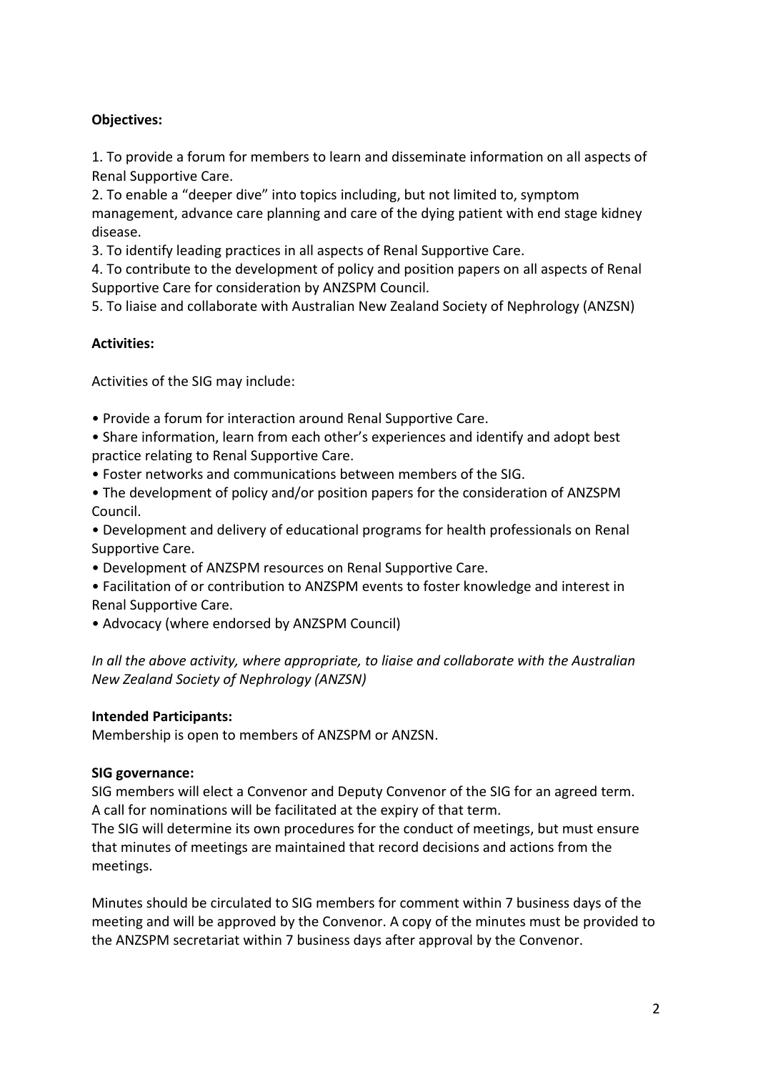**Objectives:**

1. To provide a forum for members to learn and disseminate information on all aspects of Renal Supportive Care.
2. To enable a "deeper dive" into topics including, but not limited to, symptom management, advance care planning and care of the dying patient with end stage kidney disease.
3. To identify leading practices in all aspects of Renal Supportive Care.
4. To contribute to the development of policy and position papers on all aspects of Renal Supportive Care for consideration by ANZSPM Council.
5. To liaise and collaborate with Australian New Zealand Society of Nephrology (ANZSN)

**Activities:**

Activities of the SIG may include:

- Provide a forum for interaction around Renal Supportive Care.
- Share information, learn from each other's experiences and identify and adopt best practice relating to Renal Supportive Care.
- Foster networks and communications between members of the SIG.
- The development of policy and/or position papers for the consideration of ANZSPM Council.
- Development and delivery of educational programs for health professionals on Renal Supportive Care.
- Development of ANZSPM resources on Renal Supportive Care.
- Facilitation of or contribution to ANZSPM events to foster knowledge and interest in Renal Supportive Care.
- Advocacy (where endorsed by ANZSPM Council)

*In all the above activity, where appropriate, to liaise and collaborate with the Australian New Zealand Society of Nephrology (ANZSN)*

**Intended Participants:**

Membership is open to members of ANZSPM or ANZSN.

**SIG governance:**

SIG members will elect a Convenor and Deputy Convenor of the SIG for an agreed term. A call for nominations will be facilitated at the expiry of that term.

The SIG will determine its own procedures for the conduct of meetings, but must ensure that minutes of meetings are maintained that record decisions and actions from the meetings.

Minutes should be circulated to SIG members for comment within 7 business days of the meeting and will be approved by the Convenor. A copy of the minutes must be provided to the ANZSPM secretariat within 7 business days after approval by the Convenor.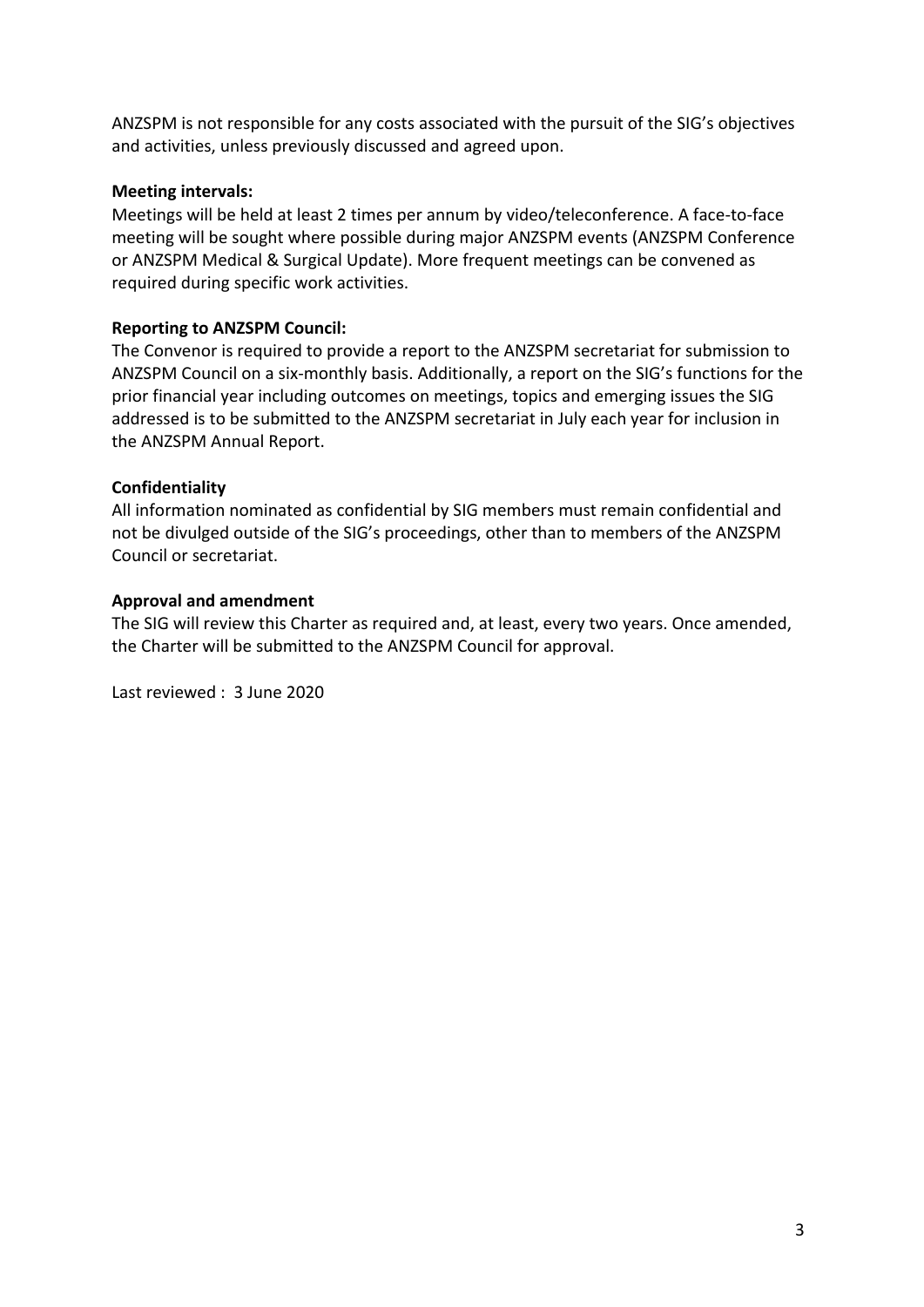ANZSPM is not responsible for any costs associated with the pursuit of the SIG's objectives and activities, unless previously discussed and agreed upon.

**Meeting intervals:**
Meetings will be held at least 2 times per annum by video/teleconference. A face-to-face meeting will be sought where possible during major ANZSPM events (ANZSPM Conference or ANZSPM Medical & Surgical Update). More frequent meetings can be convened as required during specific work activities.

**Reporting to ANZSPM Council:**
The Convenor is required to provide a report to the ANZSPM secretariat for submission to ANZSPM Council on a six-monthly basis. Additionally, a report on the SIG's functions for the prior financial year including outcomes on meetings, topics and emerging issues the SIG addressed is to be submitted to the ANZSPM secretariat in July each year for inclusion in the ANZSPM Annual Report.

**Confidentiality**
All information nominated as confidential by SIG members must remain confidential and not be divulged outside of the SIG's proceedings, other than to members of the ANZSPM Council or secretariat.

**Approval and amendment**
The SIG will review this Charter as required and, at least, every two years. Once amended, the Charter will be submitted to the ANZSPM Council for approval.

Last reviewed : 3 June 2020